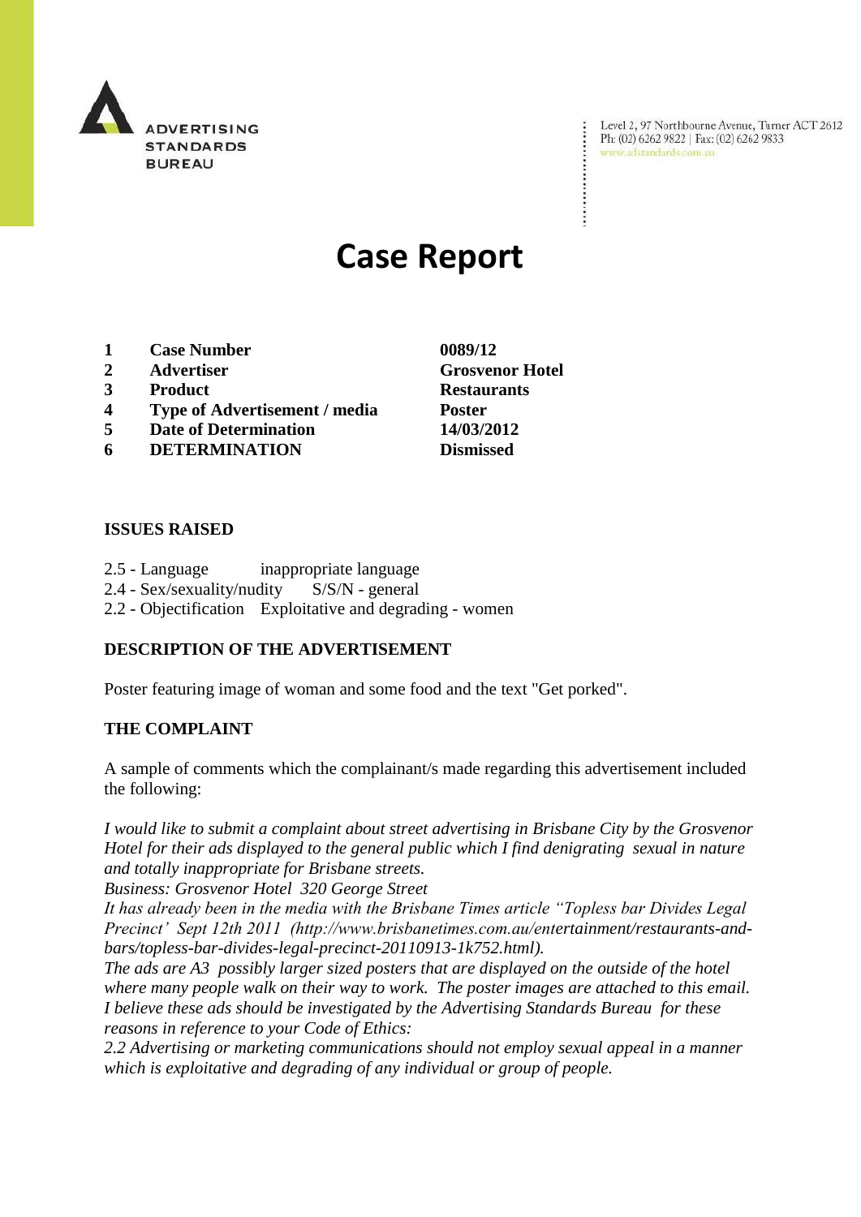ADVERTISING STANDARDS BUREAU

Level 2, 97 Northbourne Avenue, Turner ACT 2612
Ph: (02) 6262 9822 | Fax: (02) 6262 9833
www.adstandards.com.au

# Case Report

| | | |
|---|---|---|
| **1** | **Case Number** | **0089/12** |
| **2** | **Advertiser** | **Grosvenor Hotel** |
| **3** | **Product** | **Restaurants** |
| **4** | **Type of Advertisement / media** | **Poster** |
| **5** | **Date of Determination** | **14/03/2012** |
| **6** | **DETERMINATION** | **Dismissed** |

**ISSUES RAISED**

2.5 - Language inappropriate language
2.4 - Sex/sexuality/nudity S/S/N - general
2.2 - Objectification Exploitative and degrading - women

**DESCRIPTION OF THE ADVERTISEMENT**

Poster featuring image of woman and some food and the text "Get porked".

**THE COMPLAINT**

A sample of comments which the complainant/s made regarding this advertisement included the following:

*I would like to submit a complaint about street advertising in Brisbane City by the Grosvenor Hotel for their ads displayed to the general public which I find denigrating sexual in nature and totally inappropriate for Brisbane streets.*
*Business: Grosvenor Hotel 320 George Street*
*It has already been in the media with the Brisbane Times article "Topless bar Divides Legal Precinct' Sept 12th 2011 (http://www.brisbanetimes.com.au/entertainment/restaurants-and-bars/topless-bar-divides-legal-precinct-20110913-1k752.html).*
*The ads are A3 possibly larger sized posters that are displayed on the outside of the hotel where many people walk on their way to work. The poster images are attached to this email.*
*I believe these ads should be investigated by the Advertising Standards Bureau for these reasons in reference to your Code of Ethics:*
*2.2 Advertising or marketing communications should not employ sexual appeal in a manner which is exploitative and degrading of any individual or group of people.*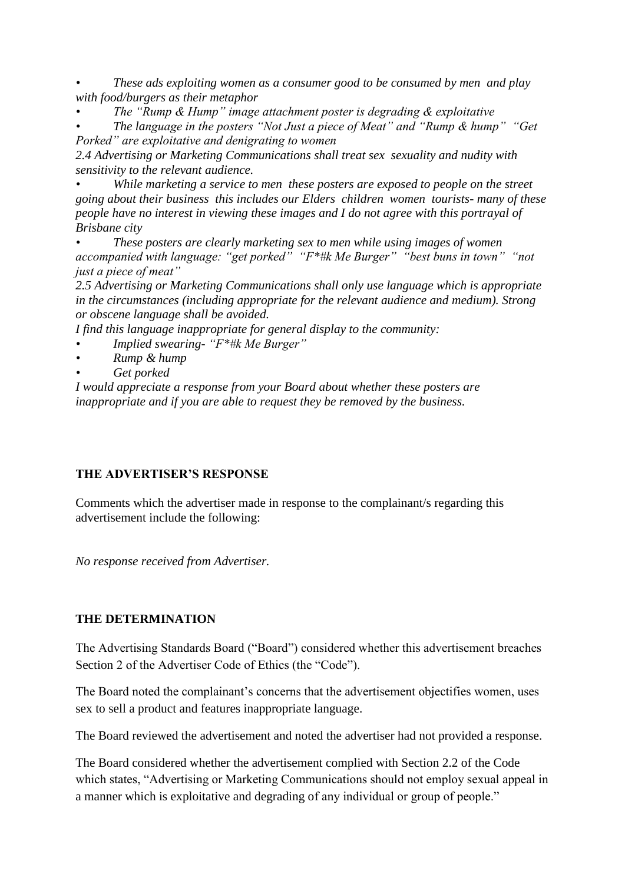- *These ads exploiting women as a consumer good to be consumed by men and play with food/burgers as their metaphor*
- *The "Rump & Hump" image attachment poster is degrading & exploitative*
- *The language in the posters "Not Just a piece of Meat" and "Rump & hump" "Get Porked" are exploitative and denigrating to women*

*2.4 Advertising or Marketing Communications shall treat sex sexuality and nudity with sensitivity to the relevant audience.*

- *While marketing a service to men these posters are exposed to people on the street going about their business this includes our Elders children women tourists- many of these people have no interest in viewing these images and I do not agree with this portrayal of Brisbane city*
- *These posters are clearly marketing sex to men while using images of women accompanied with language: "get porked" "F*#k Me Burger" "best buns in town" "not just a piece of meat"*

*2.5 Advertising or Marketing Communications shall only use language which is appropriate in the circumstances (including appropriate for the relevant audience and medium). Strong or obscene language shall be avoided.*

*I find this language inappropriate for general display to the community:*

- *Implied swearing- "F*#k Me Burger"*
- *Rump & hump*
- *Get porked*

*I would appreciate a response from your Board about whether these posters are inappropriate and if you are able to request they be removed by the business.*

## THE ADVERTISER'S RESPONSE

Comments which the advertiser made in response to the complainant/s regarding this advertisement include the following:

*No response received from Advertiser.*

## THE DETERMINATION

The Advertising Standards Board ("Board") considered whether this advertisement breaches Section 2 of the Advertiser Code of Ethics (the "Code").

The Board noted the complainant's concerns that the advertisement objectifies women, uses sex to sell a product and features inappropriate language.

The Board reviewed the advertisement and noted the advertiser had not provided a response.

The Board considered whether the advertisement complied with Section 2.2 of the Code which states, "Advertising or Marketing Communications should not employ sexual appeal in a manner which is exploitative and degrading of any individual or group of people."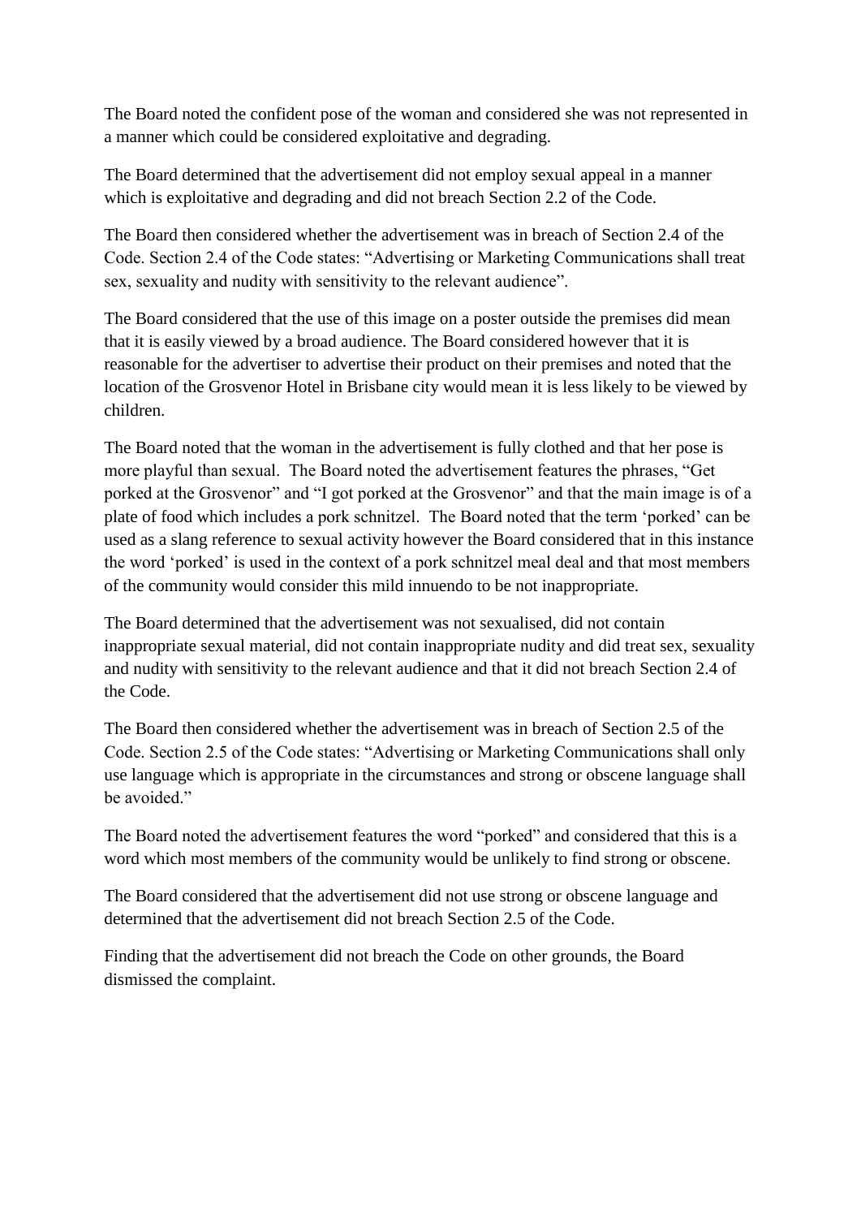The Board noted the confident pose of the woman and considered she was not represented in a manner which could be considered exploitative and degrading.

The Board determined that the advertisement did not employ sexual appeal in a manner which is exploitative and degrading and did not breach Section 2.2 of the Code.

The Board then considered whether the advertisement was in breach of Section 2.4 of the Code. Section 2.4 of the Code states: "Advertising or Marketing Communications shall treat sex, sexuality and nudity with sensitivity to the relevant audience".

The Board considered that the use of this image on a poster outside the premises did mean that it is easily viewed by a broad audience. The Board considered however that it is reasonable for the advertiser to advertise their product on their premises and noted that the location of the Grosvenor Hotel in Brisbane city would mean it is less likely to be viewed by children.

The Board noted that the woman in the advertisement is fully clothed and that her pose is more playful than sexual. The Board noted the advertisement features the phrases, "Get porked at the Grosvenor" and "I got porked at the Grosvenor" and that the main image is of a plate of food which includes a pork schnitzel. The Board noted that the term 'porked' can be used as a slang reference to sexual activity however the Board considered that in this instance the word 'porked' is used in the context of a pork schnitzel meal deal and that most members of the community would consider this mild innuendo to be not inappropriate.

The Board determined that the advertisement was not sexualised, did not contain inappropriate sexual material, did not contain inappropriate nudity and did treat sex, sexuality and nudity with sensitivity to the relevant audience and that it did not breach Section 2.4 of the Code.

The Board then considered whether the advertisement was in breach of Section 2.5 of the Code. Section 2.5 of the Code states: "Advertising or Marketing Communications shall only use language which is appropriate in the circumstances and strong or obscene language shall be avoided."

The Board noted the advertisement features the word "porked" and considered that this is a word which most members of the community would be unlikely to find strong or obscene.

The Board considered that the advertisement did not use strong or obscene language and determined that the advertisement did not breach Section 2.5 of the Code.

Finding that the advertisement did not breach the Code on other grounds, the Board dismissed the complaint.